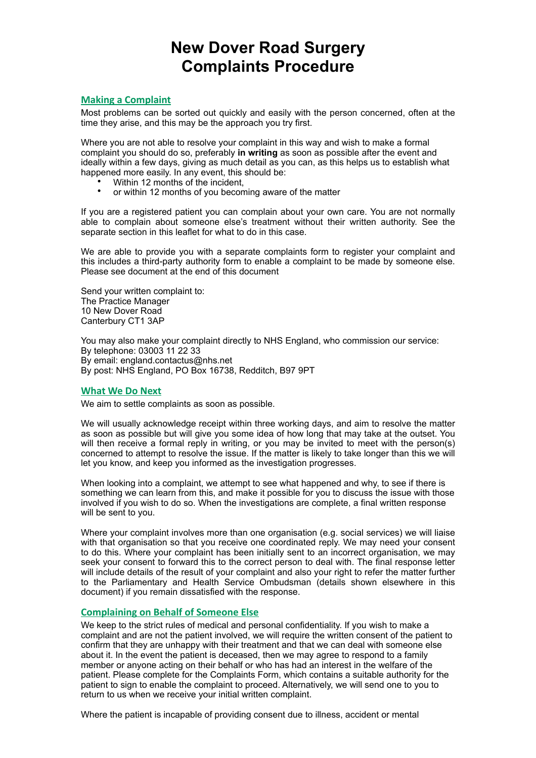# New Dover Road Surgery
# Complaints Procedure

## Making a Complaint

Most problems can be sorted out quickly and easily with the person concerned, often at the time they arise, and this may be the approach you try first.

Where you are not able to resolve your complaint in this way and wish to make a formal complaint you should do so, preferably **in writing** as soon as possible after the event and ideally within a few days, giving as much detail as you can, as this helps us to establish what happened more easily. In any event, this should be:

- Within 12 months of the incident,
- or within 12 months of you becoming aware of the matter

If you are a registered patient you can complain about your own care. You are not normally able to complain about someone else's treatment without their written authority. See the separate section in this leaflet for what to do in this case.

We are able to provide you with a separate complaints form to register your complaint and this includes a third-party authority form to enable a complaint to be made by someone else. Please see document at the end of this document

Send your written complaint to:
The Practice Manager
10 New Dover Road
Canterbury CT1 3AP

You may also make your complaint directly to NHS England, who commission our service:
By telephone: 03003 11 22 33
By email: england.contactus@nhs.net
By post: NHS England, PO Box 16738, Redditch, B97 9PT

## What We Do Next

We aim to settle complaints as soon as possible.

We will usually acknowledge receipt within three working days, and aim to resolve the matter as soon as possible but will give you some idea of how long that may take at the outset. You will then receive a formal reply in writing, or you may be invited to meet with the person(s) concerned to attempt to resolve the issue. If the matter is likely to take longer than this we will let you know, and keep you informed as the investigation progresses.

When looking into a complaint, we attempt to see what happened and why, to see if there is something we can learn from this, and make it possible for you to discuss the issue with those involved if you wish to do so. When the investigations are complete, a final written response will be sent to you.

Where your complaint involves more than one organisation (e.g. social services) we will liaise with that organisation so that you receive one coordinated reply. We may need your consent to do this. Where your complaint has been initially sent to an incorrect organisation, we may seek your consent to forward this to the correct person to deal with. The final response letter will include details of the result of your complaint and also your right to refer the matter further to the Parliamentary and Health Service Ombudsman (details shown elsewhere in this document) if you remain dissatisfied with the response.

## Complaining on Behalf of Someone Else

We keep to the strict rules of medical and personal confidentiality. If you wish to make a complaint and are not the patient involved, we will require the written consent of the patient to confirm that they are unhappy with their treatment and that we can deal with someone else about it. In the event the patient is deceased, then we may agree to respond to a family member or anyone acting on their behalf or who has had an interest in the welfare of the patient. Please complete for the Complaints Form, which contains a suitable authority for the patient to sign to enable the complaint to proceed. Alternatively, we will send one to you to return to us when we receive your initial written complaint.

Where the patient is incapable of providing consent due to illness, accident or mental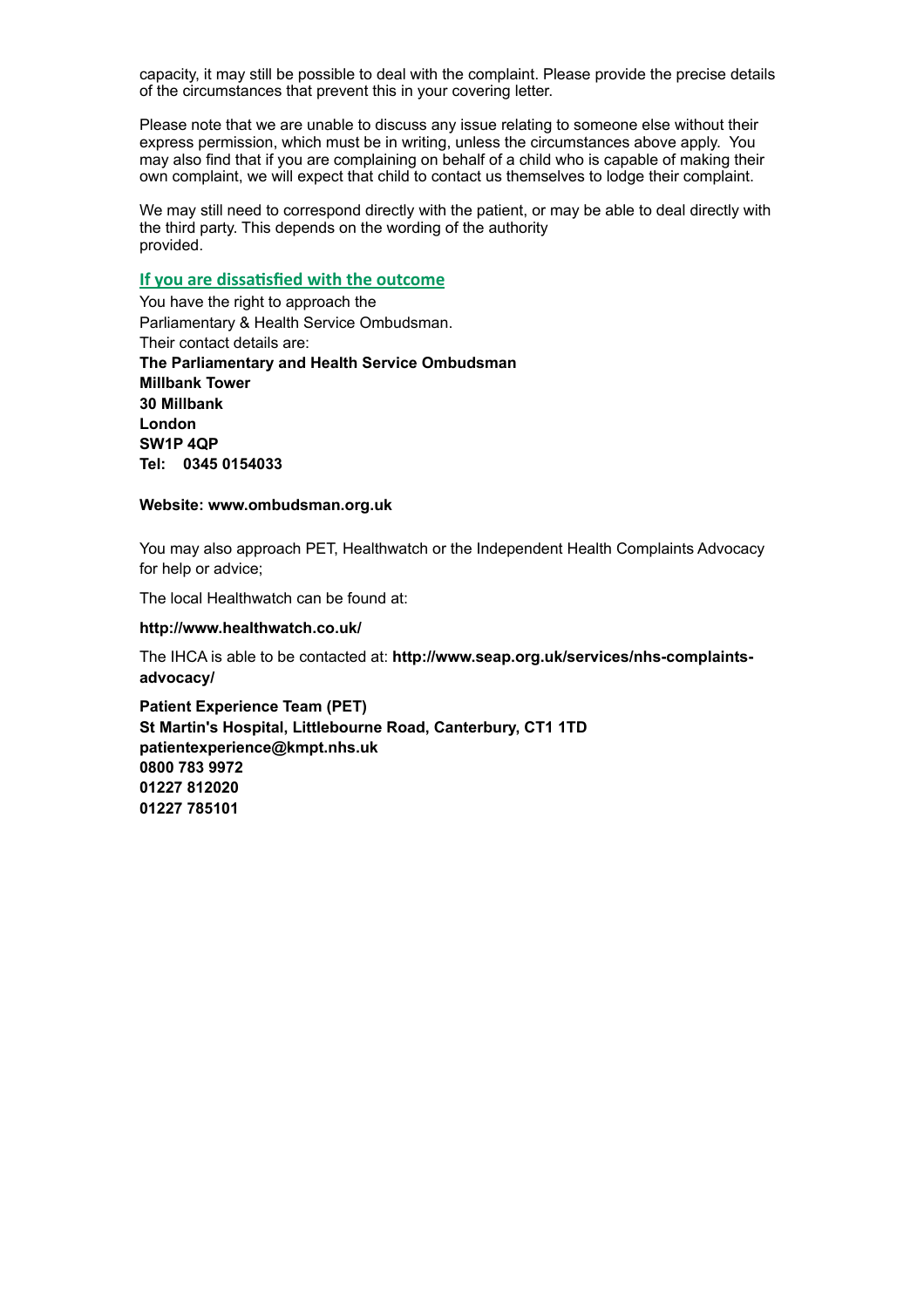capacity, it may still be possible to deal with the complaint. Please provide the precise details of the circumstances that prevent this in your covering letter.

Please note that we are unable to discuss any issue relating to someone else without their express permission, which must be in writing, unless the circumstances above apply. You may also find that if you are complaining on behalf of a child who is capable of making their own complaint, we will expect that child to contact us themselves to lodge their complaint.

We may still need to correspond directly with the patient, or may be able to deal directly with the third party. This depends on the wording of the authority provided.

## If you are dissatisfied with the outcome

You have the right to approach the Parliamentary & Health Service Ombudsman.
Their contact details are:

**The Parliamentary and Health Service Ombudsman**
**Millbank Tower**
**30 Millbank**
**London**
**SW1P 4QP**
**Tel: 0345 0154033**

**Website: www.ombudsman.org.uk**

You may also approach PET, Healthwatch or the Independent Health Complaints Advocacy for help or advice;

The local Healthwatch can be found at:

**http://www.healthwatch.co.uk/**

The IHCA is able to be contacted at: **http://www.seap.org.uk/services/nhs-complaints-advocacy/**

**Patient Experience Team (PET)**
**St Martin's Hospital, Littlebourne Road, Canterbury, CT1 1TD**
**patientexperience@kmpt.nhs.uk**
**0800 783 9972**
**01227 812020**
**01227 785101**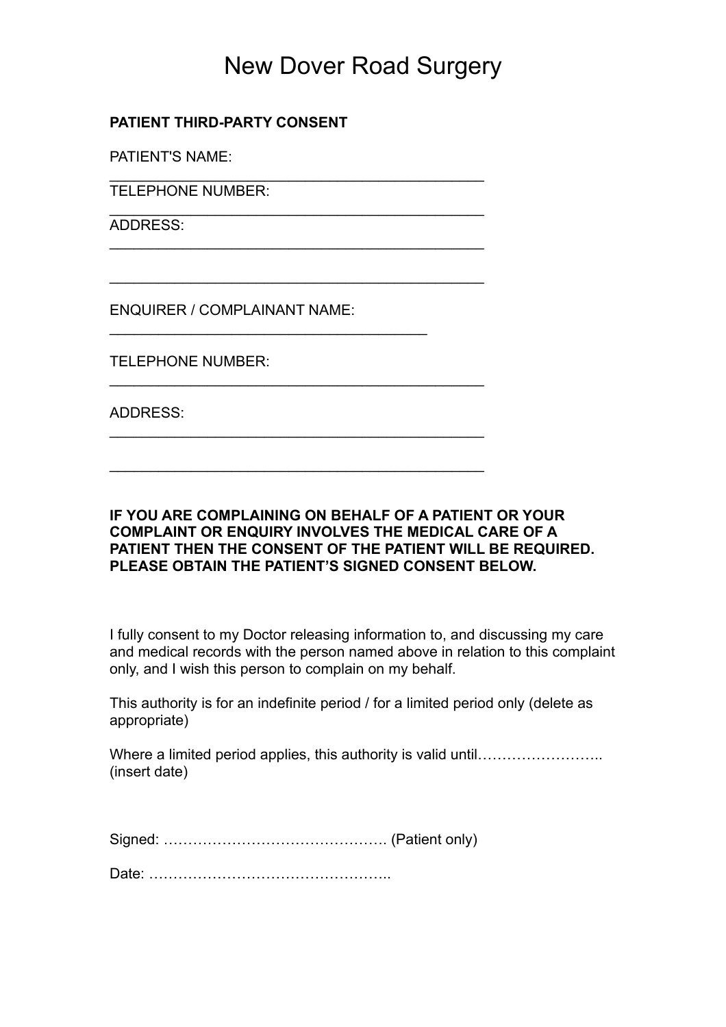# New Dover Road Surgery

**PATIENT THIRD-PARTY CONSENT**

PATIENT'S NAME: ______________________________________________

TELEPHONE NUMBER: ______________________________________________

ADDRESS: ______________________________________________

______________________________________________

ENQUIRER / COMPLAINANT NAME: _______________________________________

TELEPHONE NUMBER: ______________________________________________

ADDRESS: ______________________________________________

______________________________________________

**IF YOU ARE COMPLAINING ON BEHALF OF A PATIENT OR YOUR COMPLAINT OR ENQUIRY INVOLVES THE MEDICAL CARE OF A PATIENT THEN THE CONSENT OF THE PATIENT WILL BE REQUIRED. PLEASE OBTAIN THE PATIENT'S SIGNED CONSENT BELOW.**

I fully consent to my Doctor releasing information to, and discussing my care and medical records with the person named above in relation to this complaint only, and I wish this person to complain on my behalf.

This authority is for an indefinite period / for a limited period only (delete as appropriate)

Where a limited period applies, this authority is valid until…………………….. (insert date)

Signed: ………………………………………. (Patient only)

Date: …………………………………………..